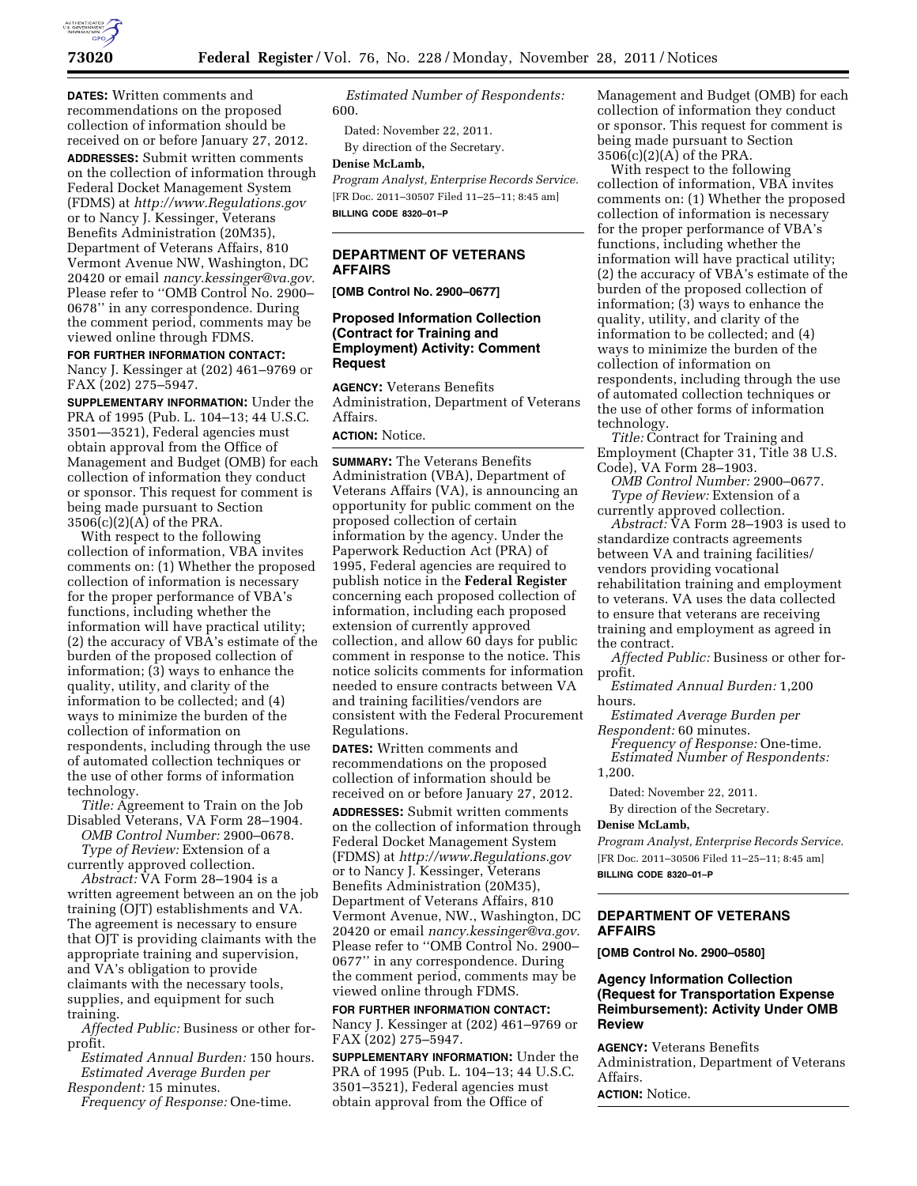**DATES:** Written comments and recommendations on the proposed collection of information should be received on or before January 27, 2012.

**ADDRESSES:** Submit written comments on the collection of information through Federal Docket Management System (FDMS) at *http://www.Regulations.gov* or to Nancy J. Kessinger, Veterans Benefits Administration (20M35), Department of Veterans Affairs, 810 Vermont Avenue NW, Washington, DC 20420 or email *nancy.kessinger@va.gov.* Please refer to ''OMB Control No. 2900–0678'' in any correspondence. During the comment period, comments may be viewed online through FDMS.

**FOR FURTHER INFORMATION CONTACT:** Nancy J. Kessinger at (202) 461–9769 or FAX (202) 275–5947.

**SUPPLEMENTARY INFORMATION:** Under the PRA of 1995 (Pub. L. 104–13; 44 U.S.C. 3501—3521), Federal agencies must obtain approval from the Office of Management and Budget (OMB) for each collection of information they conduct or sponsor. This request for comment is being made pursuant to Section 3506(c)(2)(A) of the PRA.

With respect to the following collection of information, VBA invites comments on: (1) Whether the proposed collection of information is necessary for the proper performance of VBA's functions, including whether the information will have practical utility; (2) the accuracy of VBA's estimate of the burden of the proposed collection of information; (3) ways to enhance the quality, utility, and clarity of the information to be collected; and (4) ways to minimize the burden of the collection of information on respondents, including through the use of automated collection techniques or the use of other forms of information technology.

*Title:* Agreement to Train on the Job Disabled Veterans, VA Form 28–1904.

*OMB Control Number:* 2900–0678.

*Type of Review:* Extension of a currently approved collection.

*Abstract:* VA Form 28–1904 is a written agreement between an on the job training (OJT) establishments and VA. The agreement is necessary to ensure that OJT is providing claimants with the appropriate training and supervision, and VA's obligation to provide claimants with the necessary tools, supplies, and equipment for such training.

*Affected Public:* Business or other for-profit.

*Estimated Annual Burden:* 150 hours.

*Estimated Average Burden per Respondent:* 15 minutes.

*Frequency of Response:* One-time.

*Estimated Number of Respondents:* 600.

Dated: November 22, 2011.

By direction of the Secretary.

**Denise McLamb,**

*Program Analyst, Enterprise Records Service.*

[FR Doc. 2011–30507 Filed 11–25–11; 8:45 am]

**BILLING CODE 8320–01–P**

---

## DEPARTMENT OF VETERANS AFFAIRS

**[OMB Control No. 2900–0677]**

### Proposed Information Collection (Contract for Training and Employment) Activity: Comment Request

**AGENCY:** Veterans Benefits Administration, Department of Veterans Affairs.

**ACTION:** Notice.

**SUMMARY:** The Veterans Benefits Administration (VBA), Department of Veterans Affairs (VA), is announcing an opportunity for public comment on the proposed collection of certain information by the agency. Under the Paperwork Reduction Act (PRA) of 1995, Federal agencies are required to publish notice in the **Federal Register** concerning each proposed collection of information, including each proposed extension of currently approved collection, and allow 60 days for public comment in response to the notice. This notice solicits comments for information needed to ensure contracts between VA and training facilities/vendors are consistent with the Federal Procurement Regulations.

**DATES:** Written comments and recommendations on the proposed collection of information should be received on or before January 27, 2012.

**ADDRESSES:** Submit written comments on the collection of information through Federal Docket Management System (FDMS) at *http://www.Regulations.gov* or to Nancy J. Kessinger, Veterans Benefits Administration (20M35), Department of Veterans Affairs, 810 Vermont Avenue, NW., Washington, DC 20420 or email *nancy.kessinger@va.gov.* Please refer to ''OMB Control No. 2900–0677'' in any correspondence. During the comment period, comments may be viewed online through FDMS.

**FOR FURTHER INFORMATION CONTACT:** Nancy J. Kessinger at (202) 461–9769 or FAX (202) 275–5947.

**SUPPLEMENTARY INFORMATION:** Under the PRA of 1995 (Pub. L. 104–13; 44 U.S.C. 3501–3521), Federal agencies must obtain approval from the Office of Management and Budget (OMB) for each collection of information they conduct or sponsor. This request for comment is being made pursuant to Section 3506(c)(2)(A) of the PRA.

With respect to the following collection of information, VBA invites comments on: (1) Whether the proposed collection of information is necessary for the proper performance of VBA's functions, including whether the information will have practical utility; (2) the accuracy of VBA's estimate of the burden of the proposed collection of information; (3) ways to enhance the quality, utility, and clarity of the information to be collected; and (4) ways to minimize the burden of the collection of information on respondents, including through the use of automated collection techniques or the use of other forms of information technology.

*Title:* Contract for Training and Employment (Chapter 31, Title 38 U.S. Code), VA Form 28–1903.

*OMB Control Number:* 2900–0677.

*Type of Review:* Extension of a currently approved collection.

*Abstract:* VA Form 28–1903 is used to standardize contracts agreements between VA and training facilities/vendors providing vocational rehabilitation training and employment to veterans. VA uses the data collected to ensure that veterans are receiving training and employment as agreed in the contract.

*Affected Public:* Business or other for-profit.

*Estimated Annual Burden:* 1,200 hours.

*Estimated Average Burden per Respondent:* 60 minutes.

*Frequency of Response:* One-time.

*Estimated Number of Respondents:* 1,200.

Dated: November 22, 2011.

By direction of the Secretary.

**Denise McLamb,**

*Program Analyst, Enterprise Records Service.*

[FR Doc. 2011–30506 Filed 11–25–11; 8:45 am]

**BILLING CODE 8320–01–P**

---

## DEPARTMENT OF VETERANS AFFAIRS

**[OMB Control No. 2900–0580]**

### Agency Information Collection (Request for Transportation Expense Reimbursement): Activity Under OMB Review

**AGENCY:** Veterans Benefits Administration, Department of Veterans Affairs.

**ACTION:** Notice.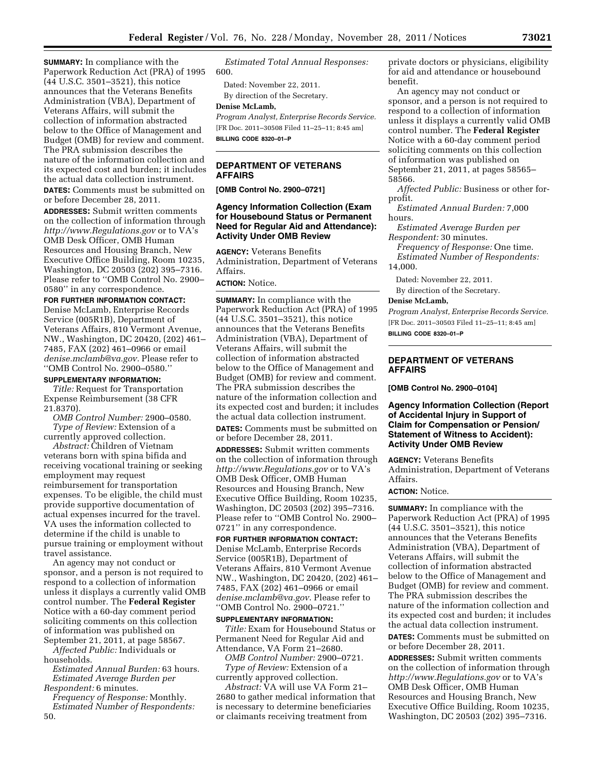**SUMMARY:** In compliance with the Paperwork Reduction Act (PRA) of 1995 (44 U.S.C. 3501–3521), this notice announces that the Veterans Benefits Administration (VBA), Department of Veterans Affairs, will submit the collection of information abstracted below to the Office of Management and Budget (OMB) for review and comment. The PRA submission describes the nature of the information collection and its expected cost and burden; it includes the actual data collection instrument.

**DATES:** Comments must be submitted on or before December 28, 2011.

**ADDRESSES:** Submit written comments on the collection of information through *http://www.Regulations.gov* or to VA's OMB Desk Officer, OMB Human Resources and Housing Branch, New Executive Office Building, Room 10235, Washington, DC 20503 (202) 395–7316. Please refer to ''OMB Control No. 2900–0580'' in any correspondence.

**FOR FURTHER INFORMATION CONTACT:** Denise McLamb, Enterprise Records Service (005R1B), Department of Veterans Affairs, 810 Vermont Avenue, NW., Washington, DC 20420, (202) 461–7485, FAX (202) 461–0966 or email *denise.mclamb@va.gov.* Please refer to ''OMB Control No. 2900–0580.''

**SUPPLEMENTARY INFORMATION:**

*Title:* Request for Transportation Expense Reimbursement (38 CFR 21.8370).

*OMB Control Number:* 2900–0580.

*Type of Review:* Extension of a currently approved collection.

*Abstract:* Children of Vietnam veterans born with spina bifida and receiving vocational training or seeking employment may request reimbursement for transportation expenses. To be eligible, the child must provide supportive documentation of actual expenses incurred for the travel. VA uses the information collected to determine if the child is unable to pursue training or employment without travel assistance.

An agency may not conduct or sponsor, and a person is not required to respond to a collection of information unless it displays a currently valid OMB control number. The **Federal Register** Notice with a 60-day comment period soliciting comments on this collection of information was published on September 21, 2011, at page 58567.

*Affected Public:* Individuals or households.

*Estimated Annual Burden:* 63 hours.

*Estimated Average Burden per Respondent:* 6 minutes.

*Frequency of Response:* Monthly.

*Estimated Number of Respondents:* 50.

*Estimated Total Annual Responses:* 600.

Dated: November 22, 2011.

By direction of the Secretary.

**Denise McLamb,**

*Program Analyst, Enterprise Records Service.*

[FR Doc. 2011–30508 Filed 11–25–11; 8:45 am]

**BILLING CODE 8320–01–P**

## DEPARTMENT OF VETERANS AFFAIRS

**[OMB Control No. 2900–0721]**

### Agency Information Collection (Exam for Housebound Status or Permanent Need for Regular Aid and Attendance): Activity Under OMB Review

**AGENCY:** Veterans Benefits Administration, Department of Veterans Affairs.

**ACTION:** Notice.

**SUMMARY:** In compliance with the Paperwork Reduction Act (PRA) of 1995 (44 U.S.C. 3501–3521), this notice announces that the Veterans Benefits Administration (VBA), Department of Veterans Affairs, will submit the collection of information abstracted below to the Office of Management and Budget (OMB) for review and comment. The PRA submission describes the nature of the information collection and its expected cost and burden; it includes the actual data collection instrument.

**DATES:** Comments must be submitted on or before December 28, 2011.

**ADDRESSES:** Submit written comments on the collection of information through *http://www.Regulations.gov* or to VA's OMB Desk Officer, OMB Human Resources and Housing Branch, New Executive Office Building, Room 10235, Washington, DC 20503 (202) 395–7316. Please refer to ''OMB Control No. 2900–0721'' in any correspondence.

**FOR FURTHER INFORMATION CONTACT:** Denise McLamb, Enterprise Records Service (005R1B), Department of Veterans Affairs, 810 Vermont Avenue NW., Washington, DC 20420, (202) 461–7485, FAX (202) 461–0966 or email *denise.mclamb@va.gov*. Please refer to ''OMB Control No. 2900–0721.''

**SUPPLEMENTARY INFORMATION:**

*Title:* Exam for Housebound Status or Permanent Need for Regular Aid and Attendance, VA Form 21–2680.

*OMB Control Number:* 2900–0721.

*Type of Review:* Extension of a currently approved collection.

*Abstract:* VA will use VA Form 21–2680 to gather medical information that is necessary to determine beneficiaries or claimants receiving treatment from private doctors or physicians, eligibility for aid and attendance or housebound benefit.

An agency may not conduct or sponsor, and a person is not required to respond to a collection of information unless it displays a currently valid OMB control number. The **Federal Register** Notice with a 60-day comment period soliciting comments on this collection of information was published on September 21, 2011, at pages 58565–58566.

*Affected Public:* Business or other for-profit.

*Estimated Annual Burden:* 7,000 hours.

*Estimated Average Burden per Respondent:* 30 minutes.

*Frequency of Response:* One time.

*Estimated Number of Respondents:* 14,000.

Dated: November 22, 2011.

By direction of the Secretary.

**Denise McLamb,**

*Program Analyst, Enterprise Records Service.*

[FR Doc. 2011–30503 Filed 11–25–11; 8:45 am]

**BILLING CODE 8320–01–P**

## DEPARTMENT OF VETERANS AFFAIRS

**[OMB Control No. 2900–0104]**

### Agency Information Collection (Report of Accidental Injury in Support of Claim for Compensation or Pension/Statement of Witness to Accident): Activity Under OMB Review

**AGENCY:** Veterans Benefits Administration, Department of Veterans Affairs.

**ACTION:** Notice.

**SUMMARY:** In compliance with the Paperwork Reduction Act (PRA) of 1995 (44 U.S.C. 3501–3521), this notice announces that the Veterans Benefits Administration (VBA), Department of Veterans Affairs, will submit the collection of information abstracted below to the Office of Management and Budget (OMB) for review and comment. The PRA submission describes the nature of the information collection and its expected cost and burden; it includes the actual data collection instrument.

**DATES:** Comments must be submitted on or before December 28, 2011.

**ADDRESSES:** Submit written comments on the collection of information through *http://www.Regulations.gov* or to VA's OMB Desk Officer, OMB Human Resources and Housing Branch, New Executive Office Building, Room 10235, Washington, DC 20503 (202) 395–7316.